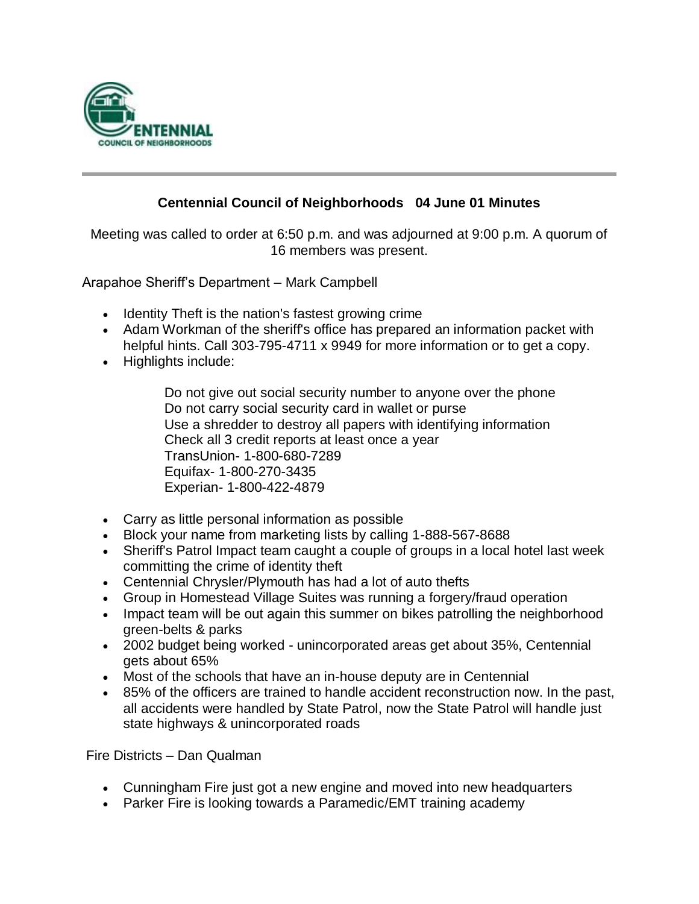## Centennial Council of Neighborhoods 04 June 01 Minutes

Meeting was called to order at 6:50 p.m. and was adjourned at 9:00 p.m. A quorum of 16 members was present.

Arapahoe Sheriff's Department – Mark Campbell

- Identity Theft is the nation's fastest growing crime
- Adam Workman of the sheriff's office has prepared an information packet with helpful hints. Call 303-795-4711 x 9949 for more information or to get a copy.
- Highlights include:

  Do not give out social security number to anyone over the phone
  Do not carry social security card in wallet or purse
  Use a shredder to destroy all papers with identifying information
  Check all 3 credit reports at least once a year
  TransUnion- 1-800-680-7289
  Equifax- 1-800-270-3435
  Experian- 1-800-422-4879

- Carry as little personal information as possible
- Block your name from marketing lists by calling 1-888-567-8688
- Sheriff's Patrol Impact team caught a couple of groups in a local hotel last week committing the crime of identity theft
- Centennial Chrysler/Plymouth has had a lot of auto thefts
- Group in Homestead Village Suites was running a forgery/fraud operation
- Impact team will be out again this summer on bikes patrolling the neighborhood green-belts & parks
- 2002 budget being worked - unincorporated areas get about 35%, Centennial gets about 65%
- Most of the schools that have an in-house deputy are in Centennial
- 85% of the officers are trained to handle accident reconstruction now. In the past, all accidents were handled by State Patrol, now the State Patrol will handle just state highways & unincorporated roads

Fire Districts – Dan Qualman

- Cunningham Fire just got a new engine and moved into new headquarters
- Parker Fire is looking towards a Paramedic/EMT training academy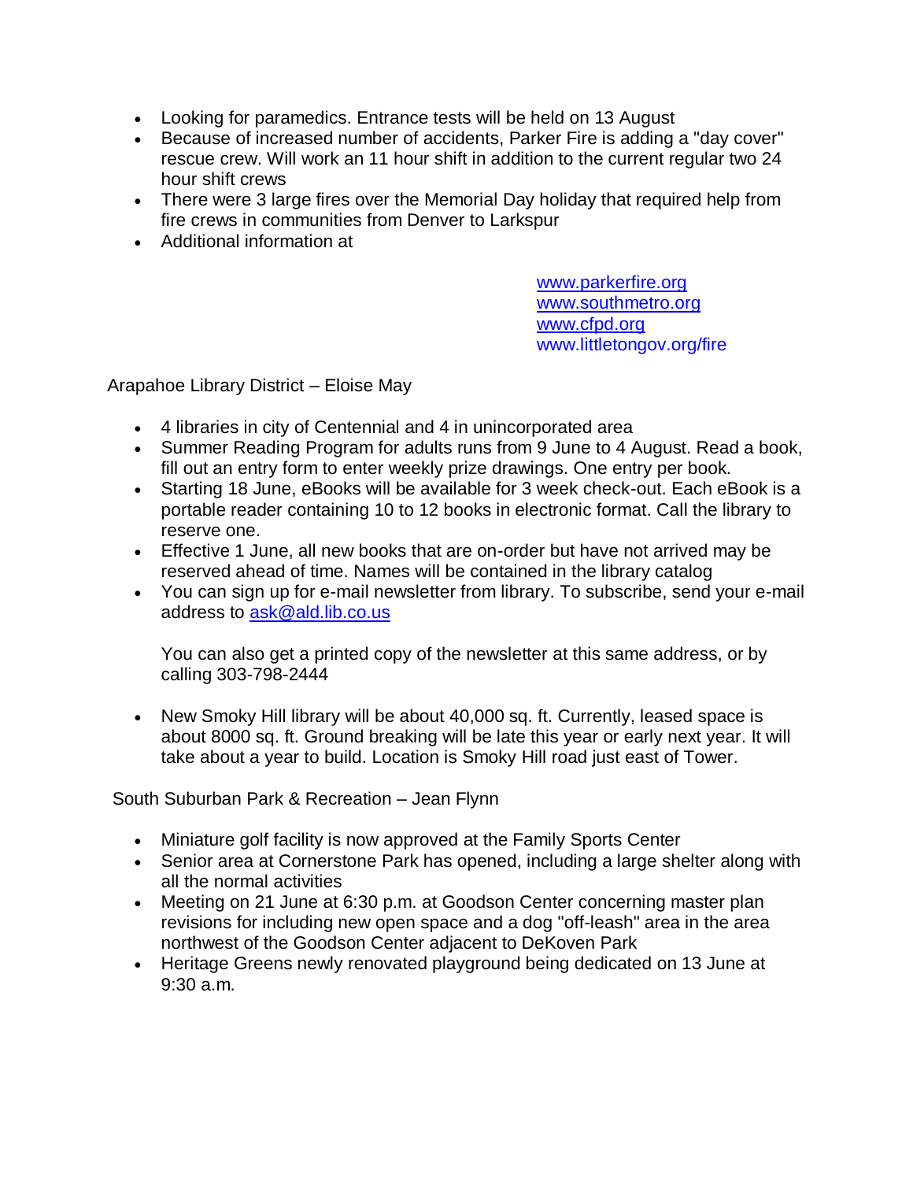- Looking for paramedics. Entrance tests will be held on 13 August
- Because of increased number of accidents, Parker Fire is adding a "day cover" rescue crew. Will work an 11 hour shift in addition to the current regular two 24 hour shift crews
- There were 3 large fires over the Memorial Day holiday that required help from fire crews in communities from Denver to Larkspur
- Additional information at

  www.parkerfire.org
  www.southmetro.org
  www.cfpd.org
  www.littletongov.org/fire

Arapahoe Library District – Eloise May

- 4 libraries in city of Centennial and 4 in unincorporated area
- Summer Reading Program for adults runs from 9 June to 4 August. Read a book, fill out an entry form to enter weekly prize drawings. One entry per book.
- Starting 18 June, eBooks will be available for 3 week check-out. Each eBook is a portable reader containing 10 to 12 books in electronic format. Call the library to reserve one.
- Effective 1 June, all new books that are on-order but have not arrived may be reserved ahead of time. Names will be contained in the library catalog
- You can sign up for e-mail newsletter from library. To subscribe, send your e-mail address to ask@ald.lib.co.us

  You can also get a printed copy of the newsletter at this same address, or by calling 303-798-2444

- New Smoky Hill library will be about 40,000 sq. ft. Currently, leased space is about 8000 sq. ft. Ground breaking will be late this year or early next year. It will take about a year to build. Location is Smoky Hill road just east of Tower.

South Suburban Park & Recreation – Jean Flynn

- Miniature golf facility is now approved at the Family Sports Center
- Senior area at Cornerstone Park has opened, including a large shelter along with all the normal activities
- Meeting on 21 June at 6:30 p.m. at Goodson Center concerning master plan revisions for including new open space and a dog "off-leash" area in the area northwest of the Goodson Center adjacent to DeKoven Park
- Heritage Greens newly renovated playground being dedicated on 13 June at 9:30 a.m.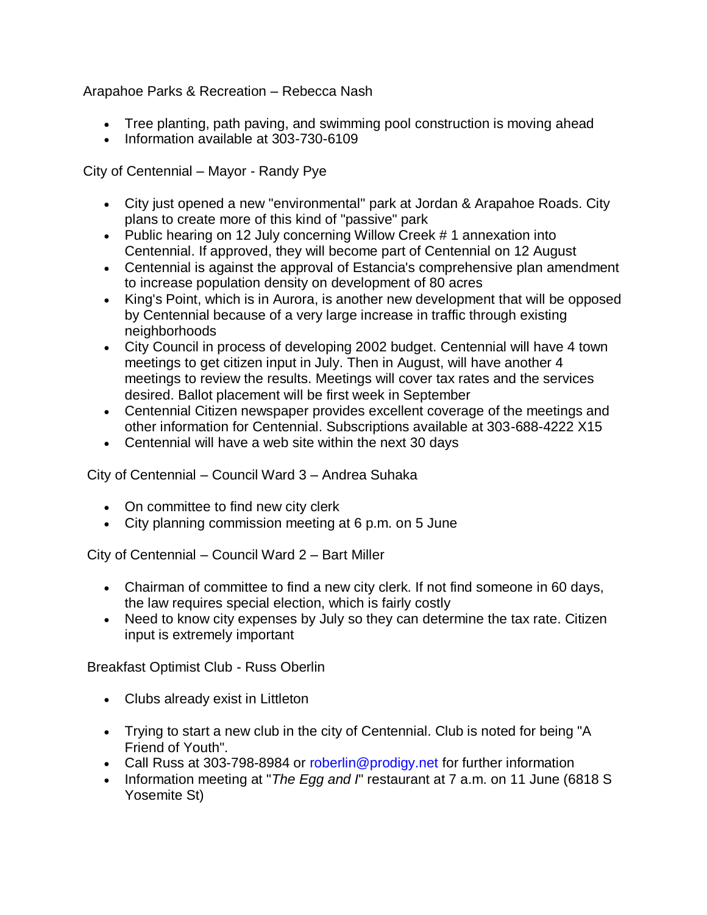Arapahoe Parks & Recreation – Rebecca Nash

- Tree planting, path paving, and swimming pool construction is moving ahead
- Information available at 303-730-6109

City of Centennial – Mayor - Randy Pye

- City just opened a new "environmental" park at Jordan & Arapahoe Roads. City plans to create more of this kind of "passive" park
- Public hearing on 12 July concerning Willow Creek # 1 annexation into Centennial. If approved, they will become part of Centennial on 12 August
- Centennial is against the approval of Estancia's comprehensive plan amendment to increase population density on development of 80 acres
- King's Point, which is in Aurora, is another new development that will be opposed by Centennial because of a very large increase in traffic through existing neighborhoods
- City Council in process of developing 2002 budget. Centennial will have 4 town meetings to get citizen input in July. Then in August, will have another 4 meetings to review the results. Meetings will cover tax rates and the services desired. Ballot placement will be first week in September
- Centennial Citizen newspaper provides excellent coverage of the meetings and other information for Centennial. Subscriptions available at 303-688-4222 X15
- Centennial will have a web site within the next 30 days

City of Centennial – Council Ward 3 – Andrea Suhaka

- On committee to find new city clerk
- City planning commission meeting at 6 p.m. on 5 June

City of Centennial – Council Ward 2 – Bart Miller

- Chairman of committee to find a new city clerk. If not find someone in 60 days, the law requires special election, which is fairly costly
- Need to know city expenses by July so they can determine the tax rate. Citizen input is extremely important

Breakfast Optimist Club - Russ Oberlin

- Clubs already exist in Littleton
- Trying to start a new club in the city of Centennial. Club is noted for being "A Friend of Youth".
- Call Russ at 303-798-8984 or roberlin@prodigy.net for further information
- Information meeting at "*The Egg and I*" restaurant at 7 a.m. on 11 June (6818 S Yosemite St)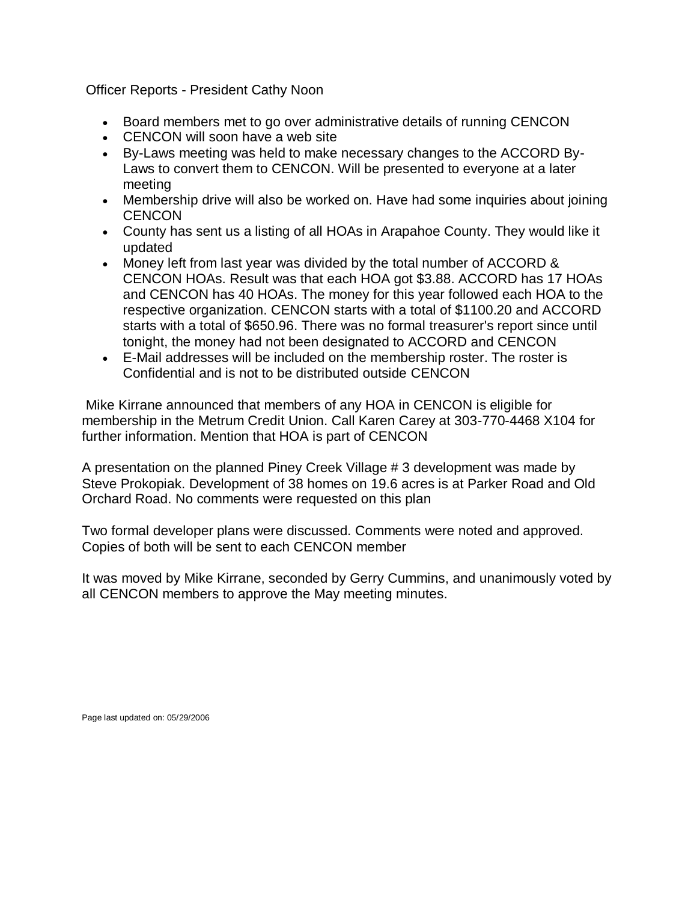Officer Reports - President Cathy Noon

- Board members met to go over administrative details of running CENCON
- CENCON will soon have a web site
- By-Laws meeting was held to make necessary changes to the ACCORD By-Laws to convert them to CENCON. Will be presented to everyone at a later meeting
- Membership drive will also be worked on. Have had some inquiries about joining CENCON
- County has sent us a listing of all HOAs in Arapahoe County. They would like it updated
- Money left from last year was divided by the total number of ACCORD & CENCON HOAs. Result was that each HOA got $3.88. ACCORD has 17 HOAs and CENCON has 40 HOAs. The money for this year followed each HOA to the respective organization. CENCON starts with a total of $1100.20 and ACCORD starts with a total of $650.96. There was no formal treasurer's report since until tonight, the money had not been designated to ACCORD and CENCON
- E-Mail addresses will be included on the membership roster. The roster is Confidential and is not to be distributed outside CENCON

Mike Kirrane announced that members of any HOA in CENCON is eligible for membership in the Metrum Credit Union. Call Karen Carey at 303-770-4468 X104 for further information. Mention that HOA is part of CENCON

A presentation on the planned Piney Creek Village # 3 development was made by Steve Prokopiak. Development of 38 homes on 19.6 acres is at Parker Road and Old Orchard Road. No comments were requested on this plan

Two formal developer plans were discussed. Comments were noted and approved. Copies of both will be sent to each CENCON member

It was moved by Mike Kirrane, seconded by Gerry Cummins, and unanimously voted by all CENCON members to approve the May meeting minutes.

Page last updated on: 05/29/2006